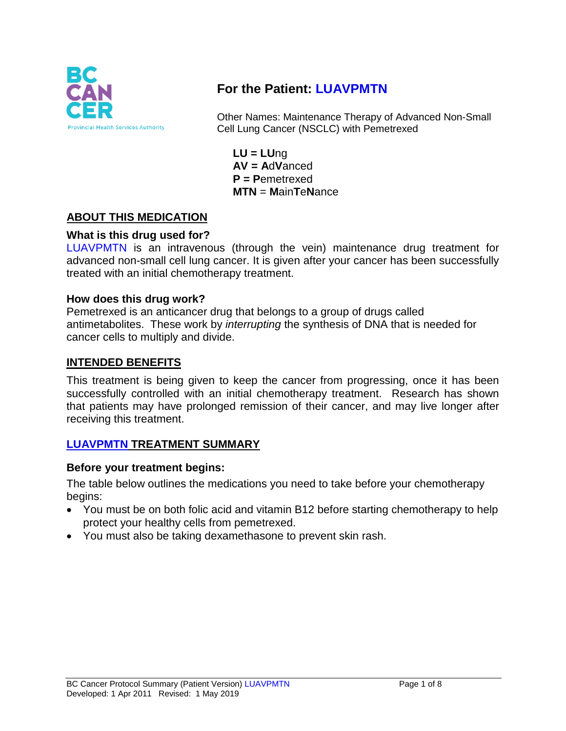# For the Patient: LUAVPMTN

Other Names: Maintenance Therapy of Advanced Non-Small Cell Lung Cancer (NSCLC) with Pemetrexed

**LU = LU**ng
**AV = A**d**V**anced
**P = P**emetrexed
**MTN** = **M**ain**T**e**N**ance

## ABOUT THIS MEDICATION

### What is this drug used for?

LUAVPMTN is an intravenous (through the vein) maintenance drug treatment for advanced non-small cell lung cancer. It is given after your cancer has been successfully treated with an initial chemotherapy treatment.

### How does this drug work?

Pemetrexed is an anticancer drug that belongs to a group of drugs called antimetabolites. These work by *interrupting* the synthesis of DNA that is needed for cancer cells to multiply and divide.

## INTENDED BENEFITS

This treatment is being given to keep the cancer from progressing, once it has been successfully controlled with an initial chemotherapy treatment. Research has shown that patients may have prolonged remission of their cancer, and may live longer after receiving this treatment.

## LUAVPMTN TREATMENT SUMMARY

### Before your treatment begins:

The table below outlines the medications you need to take before your chemotherapy begins:

- You must be on both folic acid and vitamin B12 before starting chemotherapy to help protect your healthy cells from pemetrexed.
- You must also be taking dexamethasone to prevent skin rash.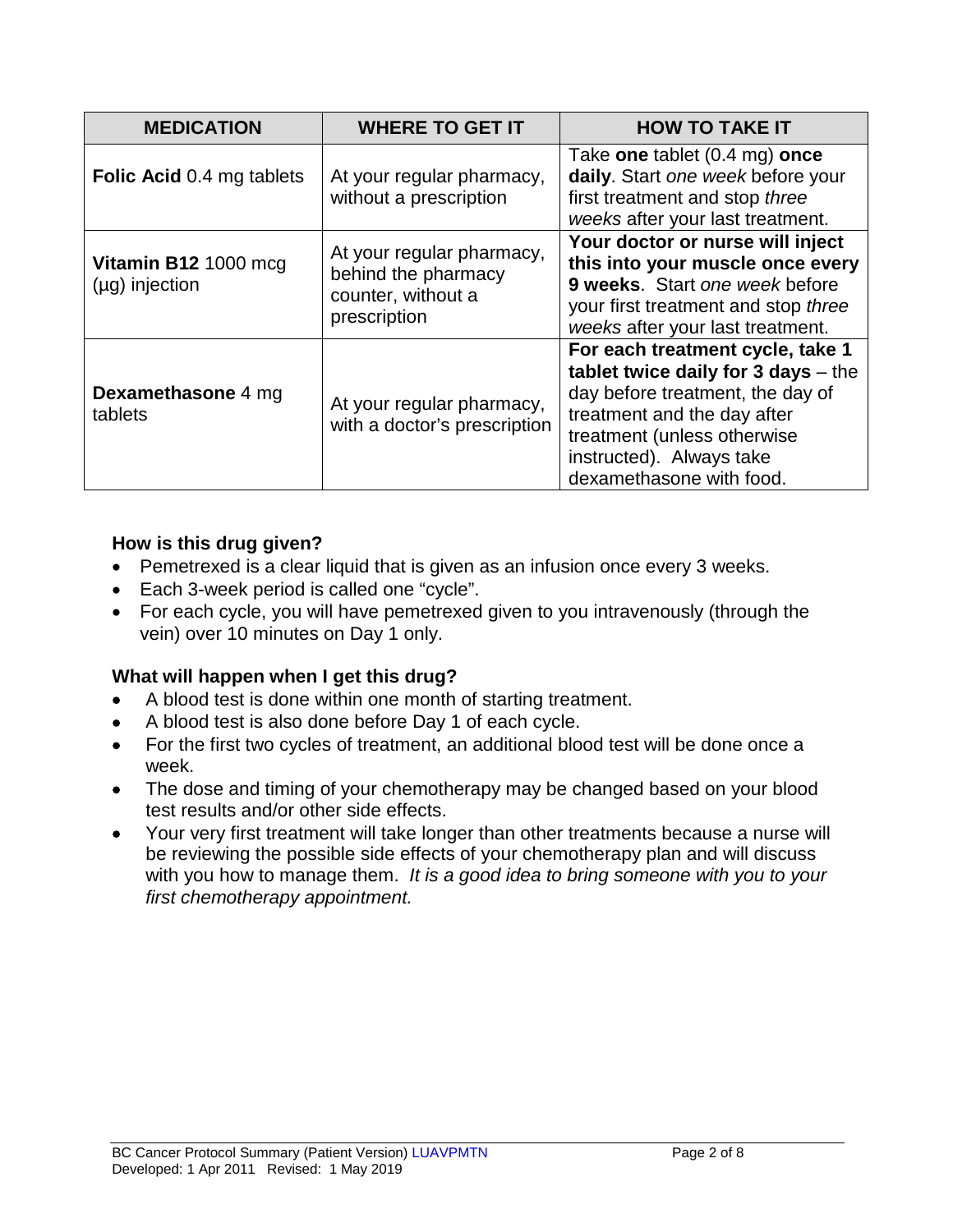| MEDICATION | WHERE TO GET IT | HOW TO TAKE IT |
|---|---|---|
| **Folic Acid** 0.4 mg tablets | At your regular pharmacy, without a prescription | Take **one** tablet (0.4 mg) **once daily**. Start *one week* before your first treatment and stop *three weeks* after your last treatment. |
| **Vitamin B12** 1000 mcg (µg) injection | At your regular pharmacy, behind the pharmacy counter, without a prescription | **Your doctor or nurse will inject this into your muscle once every 9 weeks**. Start *one week* before your first treatment and stop *three weeks* after your last treatment. |
| **Dexamethasone** 4 mg tablets | At your regular pharmacy, with a doctor's prescription | **For each treatment cycle, take 1 tablet twice daily for 3 days** – the day before treatment, the day of treatment and the day after treatment (unless otherwise instructed). Always take dexamethasone with food. |

### How is this drug given?

- Pemetrexed is a clear liquid that is given as an infusion once every 3 weeks.
- Each 3-week period is called one "cycle".
- For each cycle, you will have pemetrexed given to you intravenously (through the vein) over 10 minutes on Day 1 only.

### What will happen when I get this drug?

- A blood test is done within one month of starting treatment.
- A blood test is also done before Day 1 of each cycle.
- For the first two cycles of treatment, an additional blood test will be done once a week.
- The dose and timing of your chemotherapy may be changed based on your blood test results and/or other side effects.
- Your very first treatment will take longer than other treatments because a nurse will be reviewing the possible side effects of your chemotherapy plan and will discuss with you how to manage them. *It is a good idea to bring someone with you to your first chemotherapy appointment.*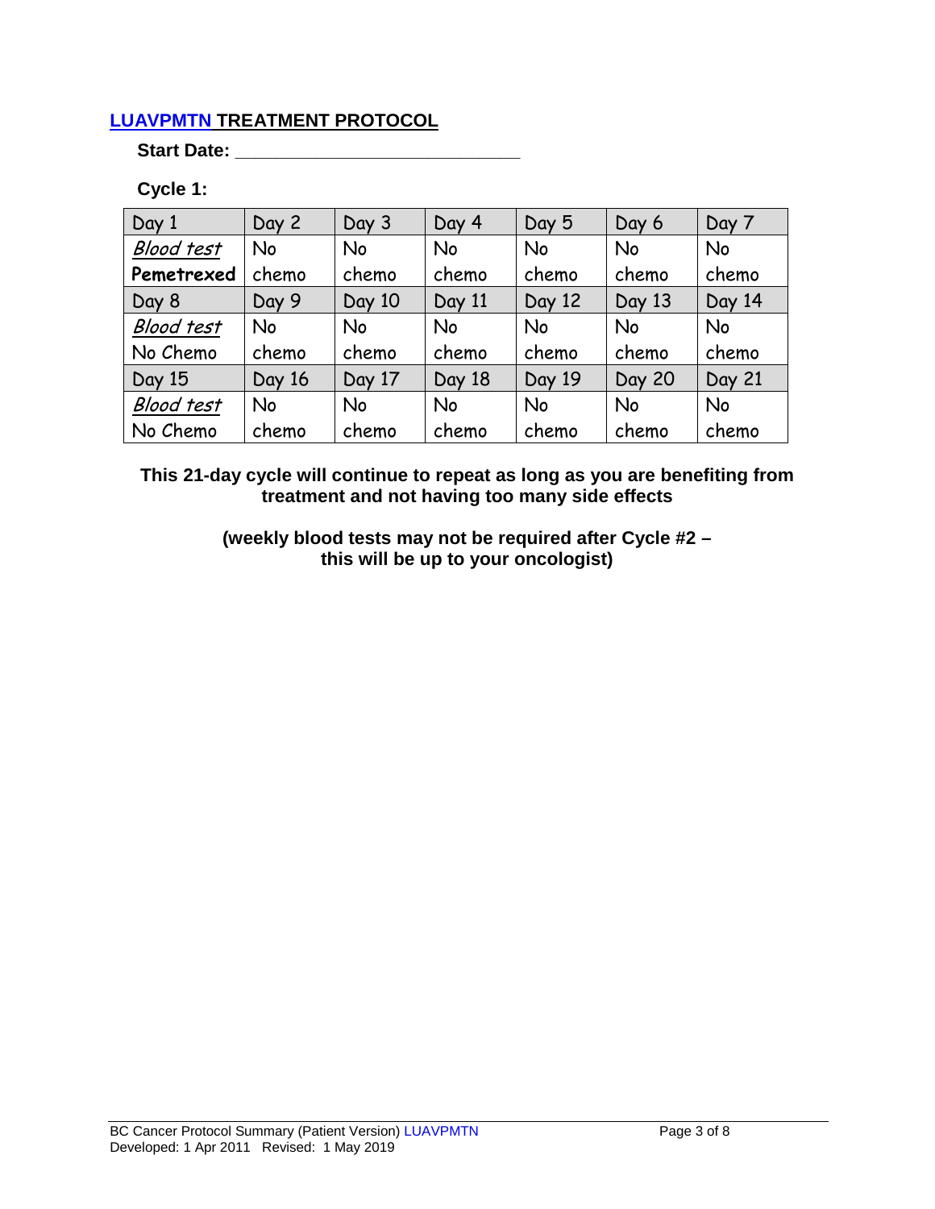## LUAVPMTN TREATMENT PROTOCOL

**Start Date: ____________________________**

**Cycle 1:**

| Day 1 | Day 2 | Day 3 | Day 4 | Day 5 | Day 6 | Day 7 |
|---|---|---|---|---|---|---|
| *Blood test* **Pemetrexed** | No chemo | No chemo | No chemo | No chemo | No chemo | No chemo |
| **Day 8** | **Day 9** | **Day 10** | **Day 11** | **Day 12** | **Day 13** | **Day 14** |
| *Blood test* No Chemo | No chemo | No chemo | No chemo | No chemo | No chemo | No chemo |
| **Day 15** | **Day 16** | **Day 17** | **Day 18** | **Day 19** | **Day 20** | **Day 21** |
| *Blood test* No Chemo | No chemo | No chemo | No chemo | No chemo | No chemo | No chemo |

**This 21-day cycle will continue to repeat as long as you are benefiting from treatment and not having too many side effects**

**(weekly blood tests may not be required after Cycle #2 – this will be up to your oncologist)**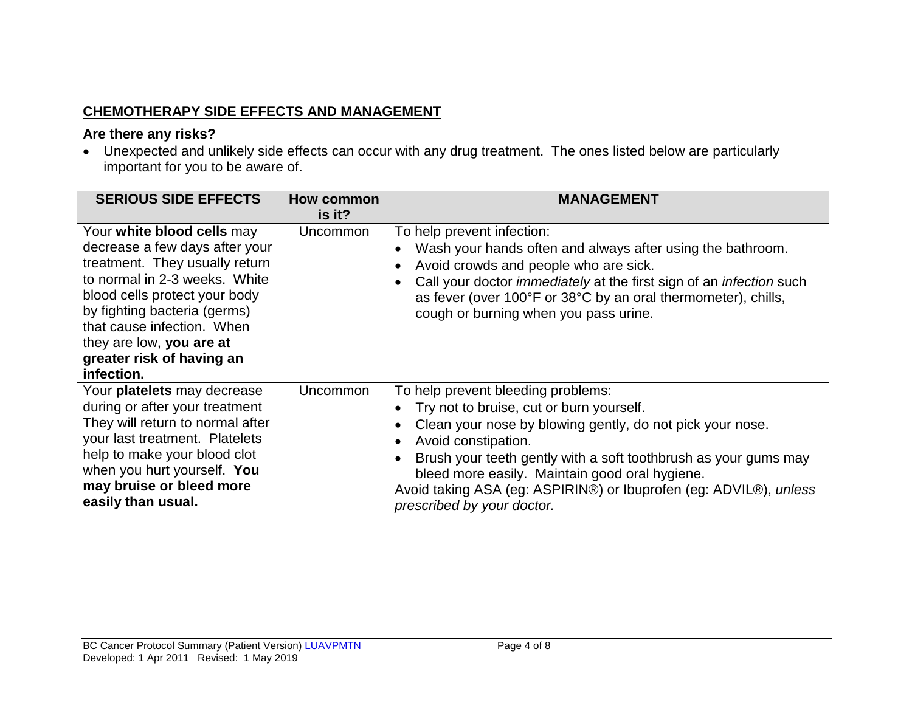## CHEMOTHERAPY SIDE EFFECTS AND MANAGEMENT

### Are there any risks?

- Unexpected and unlikely side effects can occur with any drug treatment. The ones listed below are particularly important for you to be aware of.

| SERIOUS SIDE EFFECTS | How common is it? | MANAGEMENT |
|---|---|---|
| Your **white blood cells** may decrease a few days after your treatment. They usually return to normal in 2-3 weeks. White blood cells protect your body by fighting bacteria (germs) that cause infection. When they are low, **you are at greater risk of having an infection.** | Uncommon | To help prevent infection:<br>• Wash your hands often and always after using the bathroom.<br>• Avoid crowds and people who are sick.<br>• Call your doctor *immediately* at the first sign of an *infection* such as fever (over 100°F or 38°C by an oral thermometer), chills, cough or burning when you pass urine. |
| Your **platelets** may decrease during or after your treatment They will return to normal after your last treatment. Platelets help to make your blood clot when you hurt yourself. **You may bruise or bleed more easily than usual.** | Uncommon | To help prevent bleeding problems:<br>• Try not to bruise, cut or burn yourself.<br>• Clean your nose by blowing gently, do not pick your nose.<br>• Avoid constipation.<br>• Brush your teeth gently with a soft toothbrush as your gums may bleed more easily. Maintain good oral hygiene.<br>Avoid taking ASA (eg: ASPIRIN®) or Ibuprofen (eg: ADVIL®), *unless prescribed by your doctor.* |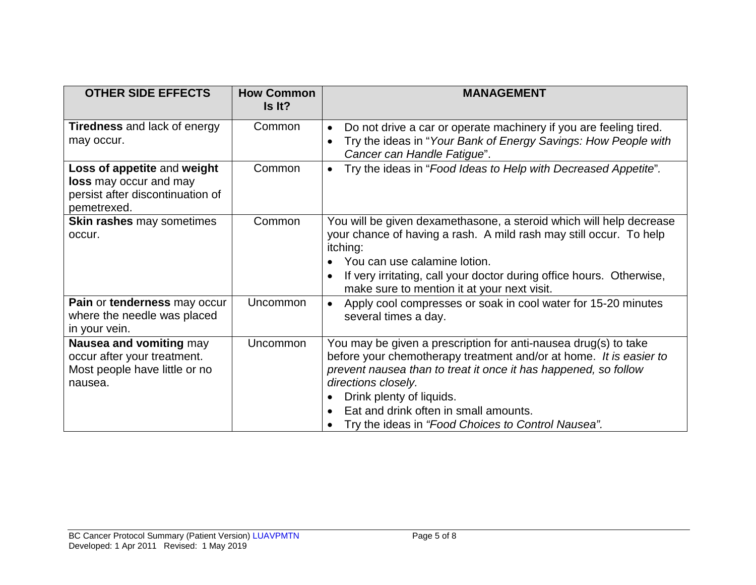| OTHER SIDE EFFECTS | How Common Is It? | MANAGEMENT |
|---|---|---|
| **Tiredness** and lack of energy may occur. | Common | • Do not drive a car or operate machinery if you are feeling tired.<br>• Try the ideas in "*Your Bank of Energy Savings: How People with Cancer can Handle Fatigue*". |
| **Loss of appetite** and **weight loss** may occur and may persist after discontinuation of pemetrexed. | Common | • Try the ideas in "*Food Ideas to Help with Decreased Appetite*". |
| **Skin rashes** may sometimes occur. | Common | You will be given dexamethasone, a steroid which will help decrease your chance of having a rash. A mild rash may still occur. To help itching:<br>• You can use calamine lotion.<br>• If very irritating, call your doctor during office hours. Otherwise, make sure to mention it at your next visit. |
| **Pain** or **tenderness** may occur where the needle was placed in your vein. | Uncommon | • Apply cool compresses or soak in cool water for 15-20 minutes several times a day. |
| **Nausea and vomiting** may occur after your treatment. Most people have little or no nausea. | Uncommon | You may be given a prescription for anti-nausea drug(s) to take before your chemotherapy treatment and/or at home. *It is easier to prevent nausea than to treat it once it has happened, so follow directions closely.*<br>• Drink plenty of liquids.<br>• Eat and drink often in small amounts.<br>• Try the ideas in *"Food Choices to Control Nausea".* |

BC Cancer Protocol Summary (Patient Version) LUAVPMTN
Developed: 1 Apr 2011 Revised: 1 May 2019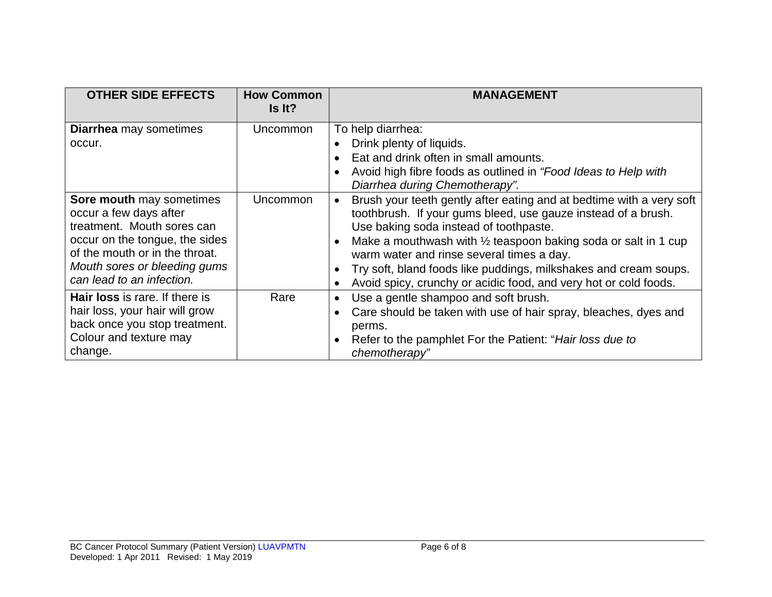| OTHER SIDE EFFECTS | How Common Is It? | MANAGEMENT |
| --- | --- | --- |
| **Diarrhea** may sometimes occur. | Uncommon | To help diarrhea:<br>• Drink plenty of liquids.<br>• Eat and drink often in small amounts.<br>• Avoid high fibre foods as outlined in *"Food Ideas to Help with Diarrhea during Chemotherapy".* |
| **Sore mouth** may sometimes occur a few days after treatment. Mouth sores can occur on the tongue, the sides of the mouth or in the throat. *Mouth sores or bleeding gums can lead to an infection.* | Uncommon | • Brush your teeth gently after eating and at bedtime with a very soft toothbrush. If your gums bleed, use gauze instead of a brush. Use baking soda instead of toothpaste.<br>• Make a mouthwash with ½ teaspoon baking soda or salt in 1 cup warm water and rinse several times a day.<br>• Try soft, bland foods like puddings, milkshakes and cream soups.<br>• Avoid spicy, crunchy or acidic food, and very hot or cold foods. |
| **Hair loss** is rare. If there is hair loss, your hair will grow back once you stop treatment. Colour and texture may change. | Rare | • Use a gentle shampoo and soft brush.<br>• Care should be taken with use of hair spray, bleaches, dyes and perms.<br>• Refer to the pamphlet For the Patient: "*Hair loss due to chemotherapy*" |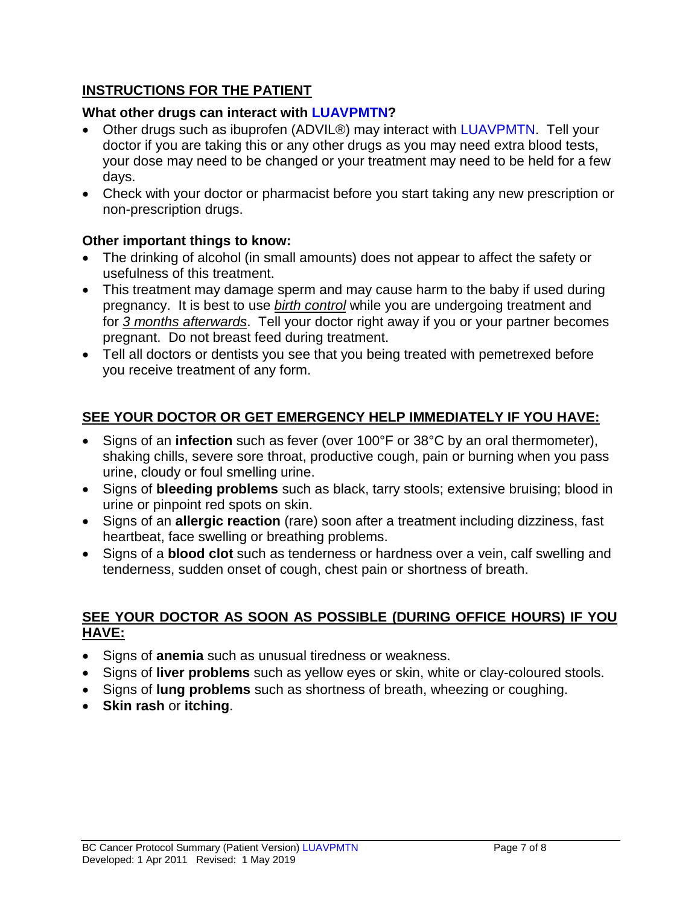## INSTRUCTIONS FOR THE PATIENT

### What other drugs can interact with LUAVPMTN?

- Other drugs such as ibuprofen (ADVIL®) may interact with LUAVPMTN. Tell your doctor if you are taking this or any other drugs as you may need extra blood tests, your dose may need to be changed or your treatment may need to be held for a few days.
- Check with your doctor or pharmacist before you start taking any new prescription or non-prescription drugs.

### Other important things to know:

- The drinking of alcohol (in small amounts) does not appear to affect the safety or usefulness of this treatment.
- This treatment may damage sperm and may cause harm to the baby if used during pregnancy. It is best to use *birth control* while you are undergoing treatment and for *3 months afterwards*. Tell your doctor right away if you or your partner becomes pregnant. Do not breast feed during treatment.
- Tell all doctors or dentists you see that you being treated with pemetrexed before you receive treatment of any form.

## SEE YOUR DOCTOR OR GET EMERGENCY HELP IMMEDIATELY IF YOU HAVE:

- Signs of an **infection** such as fever (over 100°F or 38°C by an oral thermometer), shaking chills, severe sore throat, productive cough, pain or burning when you pass urine, cloudy or foul smelling urine.
- Signs of **bleeding problems** such as black, tarry stools; extensive bruising; blood in urine or pinpoint red spots on skin.
- Signs of an **allergic reaction** (rare) soon after a treatment including dizziness, fast heartbeat, face swelling or breathing problems.
- Signs of a **blood clot** such as tenderness or hardness over a vein, calf swelling and tenderness, sudden onset of cough, chest pain or shortness of breath.

## SEE YOUR DOCTOR AS SOON AS POSSIBLE (DURING OFFICE HOURS) IF YOU HAVE:

- Signs of **anemia** such as unusual tiredness or weakness.
- Signs of **liver problems** such as yellow eyes or skin, white or clay-coloured stools.
- Signs of **lung problems** such as shortness of breath, wheezing or coughing.
- **Skin rash** or **itching**.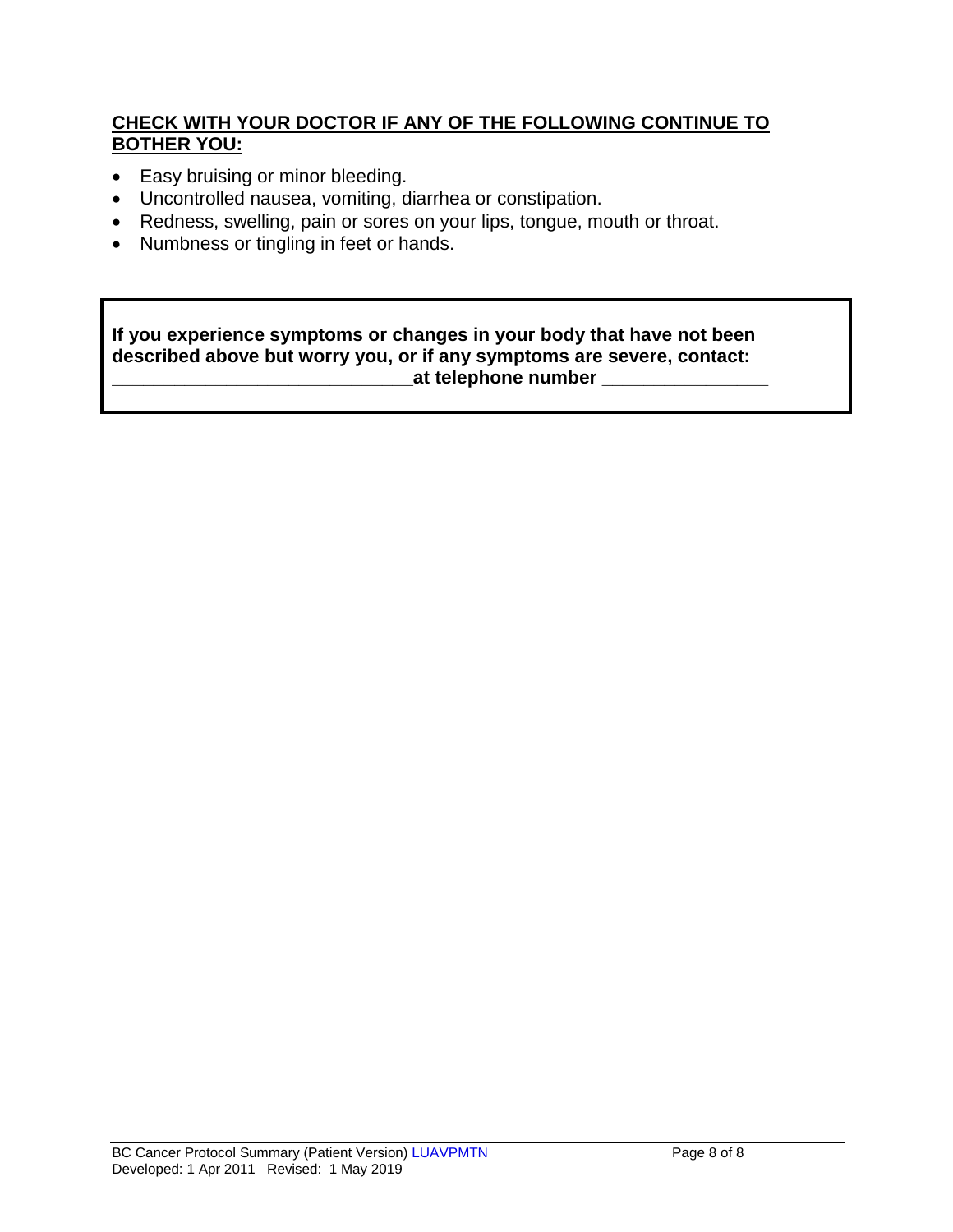**CHECK WITH YOUR DOCTOR IF ANY OF THE FOLLOWING CONTINUE TO BOTHER YOU:**

- Easy bruising or minor bleeding.
- Uncontrolled nausea, vomiting, diarrhea or constipation.
- Redness, swelling, pain or sores on your lips, tongue, mouth or throat.
- Numbness or tingling in feet or hands.

**If you experience symptoms or changes in your body that have not been described above but worry you, or if any symptoms are severe, contact: ______________________________at telephone number ________________**